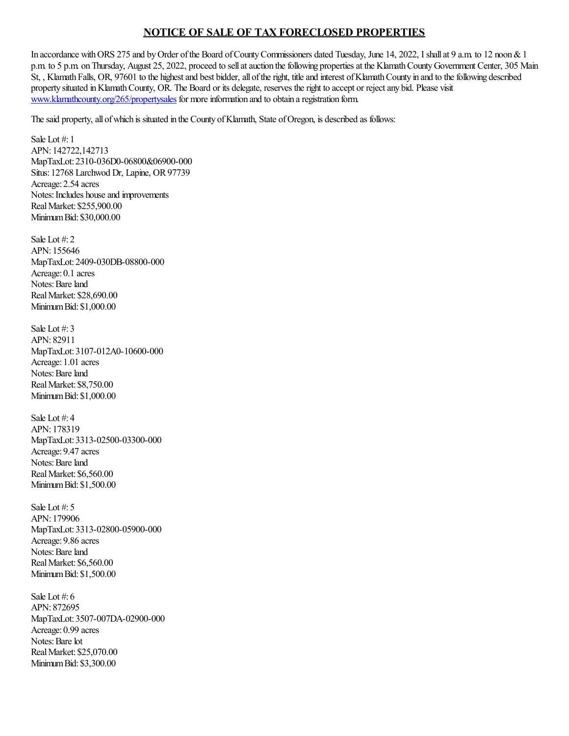## NOTICE OF SALE OF TAX FORECLOSED PROPERTIES

In accordance with ORS 275 and by Order of the Board of County Commissioners dated Tuesday, June 14, 2022, I shall at 9 a.m. to 12 noon & 1 p.m. to 5 p.m. on Thursday, August 25, 2022, proceed to sell at auction the following properties at the Klamath County Government Center, 305 Main St, , Klamath Falls, OR, 97601 to the highest and best bidder, all of the right, title and interest of Klamath County in and to the following described property situated in Klamath County, OR. The Board or its delegate, reserves the right to accept or reject any bid. Please visit [www.klamathcounty.org/265/propertysales](www.klamathcounty.org/265/propertysales) for more information and to obtain a registration form.

The said property, all of which is situated in the County of Klamath, State of Oregon, is described as follows:

Sale Lot #: 1
APN: 142722,142713
MapTaxLot: 2310-036D0-06800&06900-000
Situs: 12768 Larchwod Dr, Lapine, OR 97739
Acreage: 2.54 acres
Notes: Includes house and improvements
Real Market: $255,900.00
Minimum Bid: $30,000.00

Sale Lot #: 2
APN: 155646
MapTaxLot: 2409-030DB-08800-000
Acreage: 0.1 acres
Notes: Bare land
Real Market: $28,690.00
Minimum Bid: $1,000.00

Sale Lot #: 3
APN: 82911
MapTaxLot: 3107-012A0-10600-000
Acreage: 1.01 acres
Notes: Bare land
Real Market: $8,750.00
Minimum Bid: $1,000.00

Sale Lot #: 4
APN: 178319
MapTaxLot: 3313-02500-03300-000
Acreage: 9.47 acres
Notes: Bare land
Real Market: $6,560.00
Minimum Bid: $1,500.00

Sale Lot #: 5
APN: 179906
MapTaxLot: 3313-02800-05900-000
Acreage: 9.86 acres
Notes: Bare land
Real Market: $6,560.00
Minimum Bid: $1,500.00

Sale Lot #: 6
APN: 872695
MapTaxLot: 3507-007DA-02900-000
Acreage: 0.99 acres
Notes: Bare lot
Real Market: $25,070.00
Minimum Bid: $3,300.00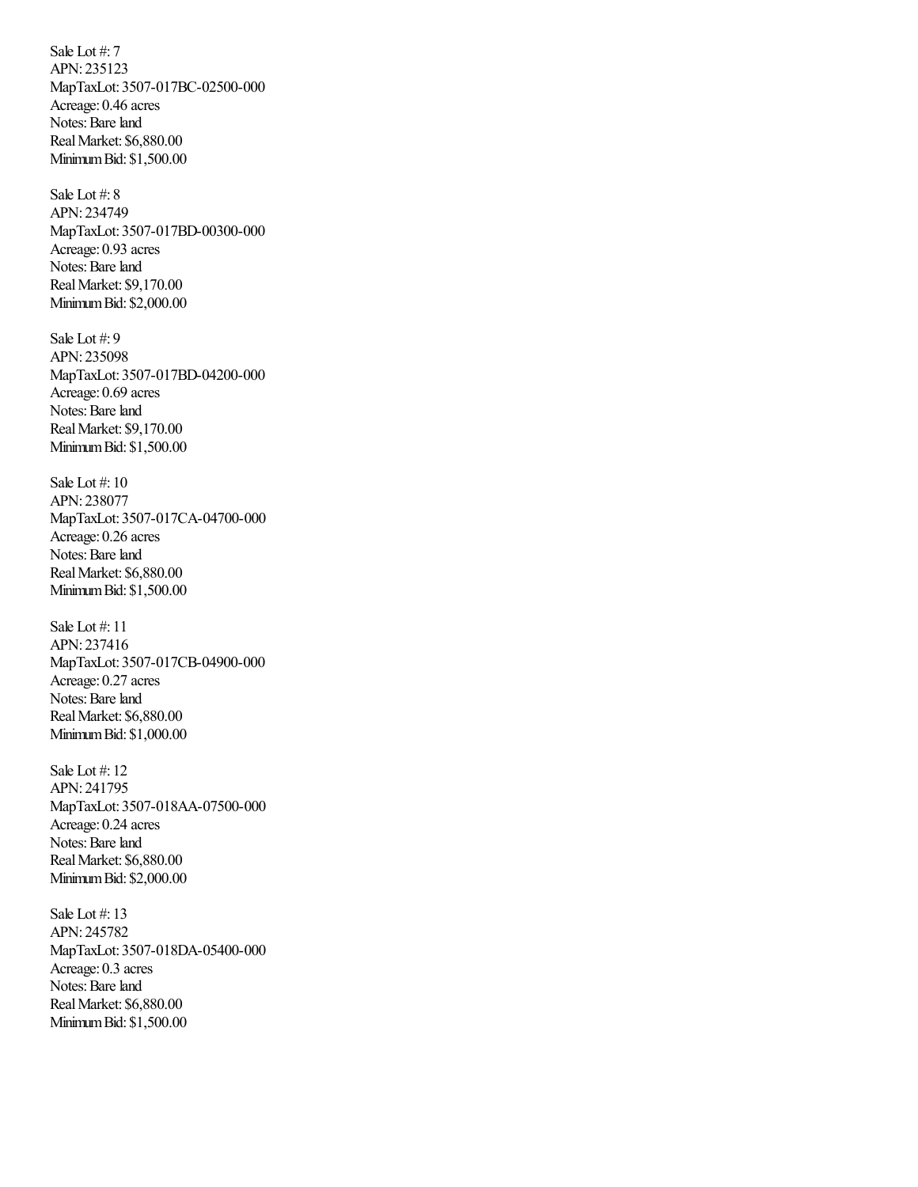Sale Lot #: 7
APN: 235123
MapTaxLot: 3507-017BC-02500-000
Acreage: 0.46 acres
Notes: Bare land
Real Market: $6,880.00
Minimum Bid: $1,500.00

Sale Lot #: 8
APN: 234749
MapTaxLot: 3507-017BD-00300-000
Acreage: 0.93 acres
Notes: Bare land
Real Market: $9,170.00
Minimum Bid: $2,000.00

Sale Lot #: 9
APN: 235098
MapTaxLot: 3507-017BD-04200-000
Acreage: 0.69 acres
Notes: Bare land
Real Market: $9,170.00
Minimum Bid: $1,500.00

Sale Lot #: 10
APN: 238077
MapTaxLot: 3507-017CA-04700-000
Acreage: 0.26 acres
Notes: Bare land
Real Market: $6,880.00
Minimum Bid: $1,500.00

Sale Lot #: 11
APN: 237416
MapTaxLot: 3507-017CB-04900-000
Acreage: 0.27 acres
Notes: Bare land
Real Market: $6,880.00
Minimum Bid: $1,000.00

Sale Lot #: 12
APN: 241795
MapTaxLot: 3507-018AA-07500-000
Acreage: 0.24 acres
Notes: Bare land
Real Market: $6,880.00
Minimum Bid: $2,000.00

Sale Lot #: 13
APN: 245782
MapTaxLot: 3507-018DA-05400-000
Acreage: 0.3 acres
Notes: Bare land
Real Market: $6,880.00
Minimum Bid: $1,500.00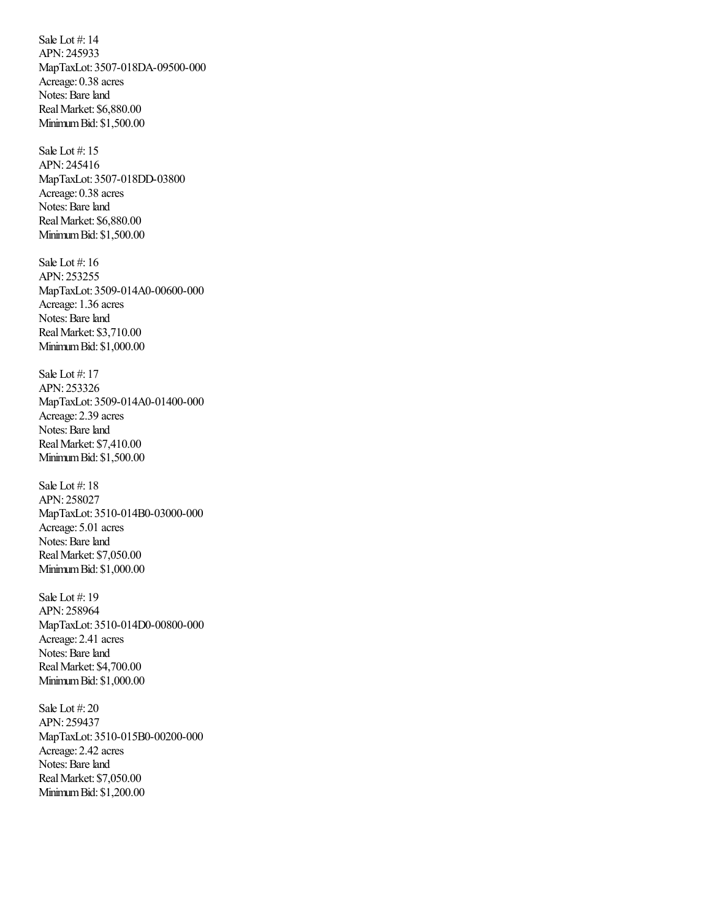Sale Lot #: 14
APN: 245933
MapTaxLot: 3507-018DA-09500-000
Acreage: 0.38 acres
Notes: Bare land
Real Market: $6,880.00
Minimum Bid: $1,500.00

Sale Lot #: 15
APN: 245416
MapTaxLot: 3507-018DD-03800
Acreage: 0.38 acres
Notes: Bare land
Real Market: $6,880.00
Minimum Bid: $1,500.00

Sale Lot #: 16
APN: 253255
MapTaxLot: 3509-014A0-00600-000
Acreage: 1.36 acres
Notes: Bare land
Real Market: $3,710.00
Minimum Bid: $1,000.00

Sale Lot #: 17
APN: 253326
MapTaxLot: 3509-014A0-01400-000
Acreage: 2.39 acres
Notes: Bare land
Real Market: $7,410.00
Minimum Bid: $1,500.00

Sale Lot #: 18
APN: 258027
MapTaxLot: 3510-014B0-03000-000
Acreage: 5.01 acres
Notes: Bare land
Real Market: $7,050.00
Minimum Bid: $1,000.00

Sale Lot #: 19
APN: 258964
MapTaxLot: 3510-014D0-00800-000
Acreage: 2.41 acres
Notes: Bare land
Real Market: $4,700.00
Minimum Bid: $1,000.00

Sale Lot #: 20
APN: 259437
MapTaxLot: 3510-015B0-00200-000
Acreage: 2.42 acres
Notes: Bare land
Real Market: $7,050.00
Minimum Bid: $1,200.00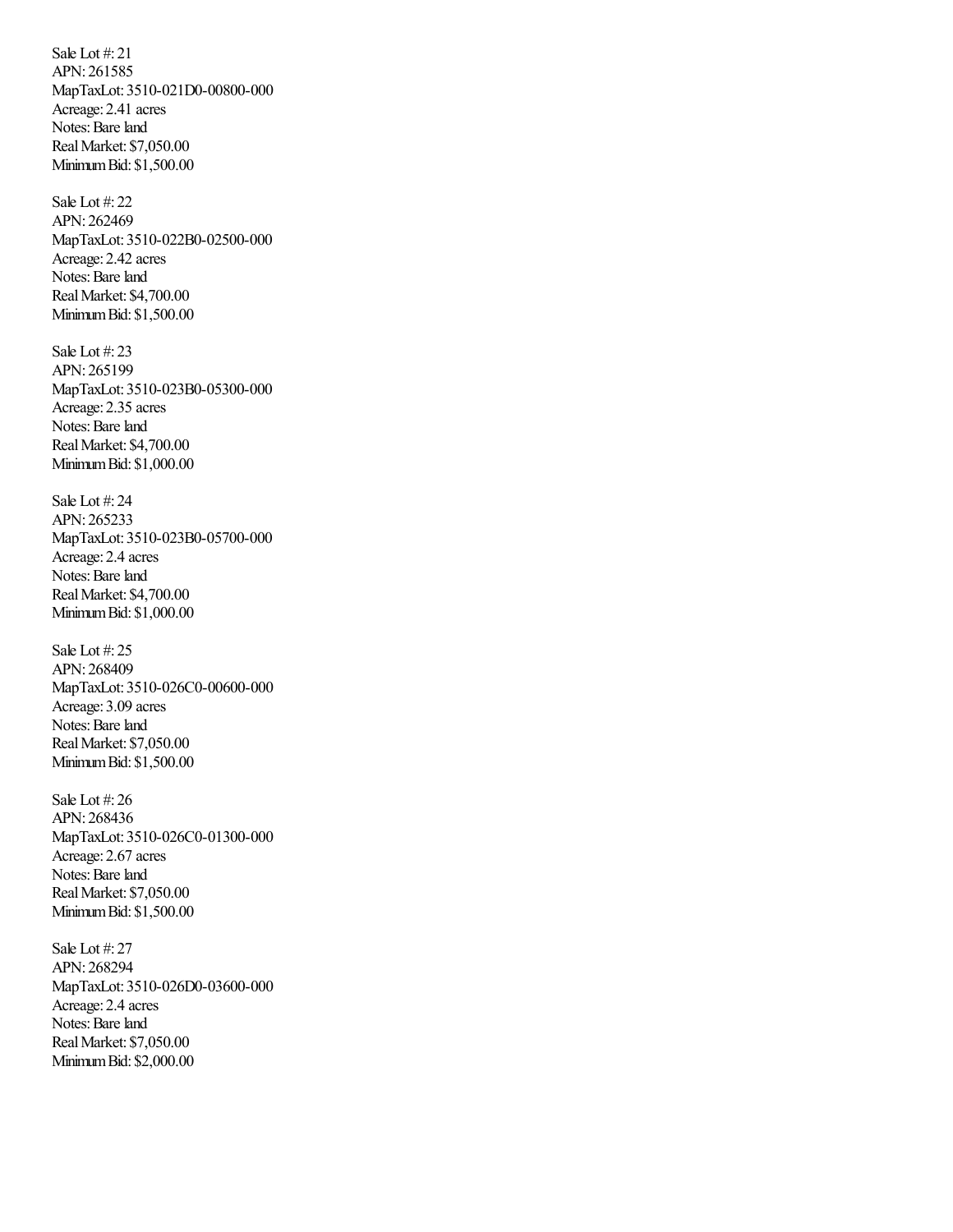Sale Lot #: 21
APN: 261585
MapTaxLot: 3510-021D0-00800-000
Acreage: 2.41 acres
Notes: Bare land
Real Market: $7,050.00
Minimum Bid: $1,500.00

Sale Lot #: 22
APN: 262469
MapTaxLot: 3510-022B0-02500-000
Acreage: 2.42 acres
Notes: Bare land
Real Market: $4,700.00
Minimum Bid: $1,500.00

Sale Lot #: 23
APN: 265199
MapTaxLot: 3510-023B0-05300-000
Acreage: 2.35 acres
Notes: Bare land
Real Market: $4,700.00
Minimum Bid: $1,000.00

Sale Lot #: 24
APN: 265233
MapTaxLot: 3510-023B0-05700-000
Acreage: 2.4 acres
Notes: Bare land
Real Market: $4,700.00
Minimum Bid: $1,000.00

Sale Lot #: 25
APN: 268409
MapTaxLot: 3510-026C0-00600-000
Acreage: 3.09 acres
Notes: Bare land
Real Market: $7,050.00
Minimum Bid: $1,500.00

Sale Lot #: 26
APN: 268436
MapTaxLot: 3510-026C0-01300-000
Acreage: 2.67 acres
Notes: Bare land
Real Market: $7,050.00
Minimum Bid: $1,500.00

Sale Lot #: 27
APN: 268294
MapTaxLot: 3510-026D0-03600-000
Acreage: 2.4 acres
Notes: Bare land
Real Market: $7,050.00
Minimum Bid: $2,000.00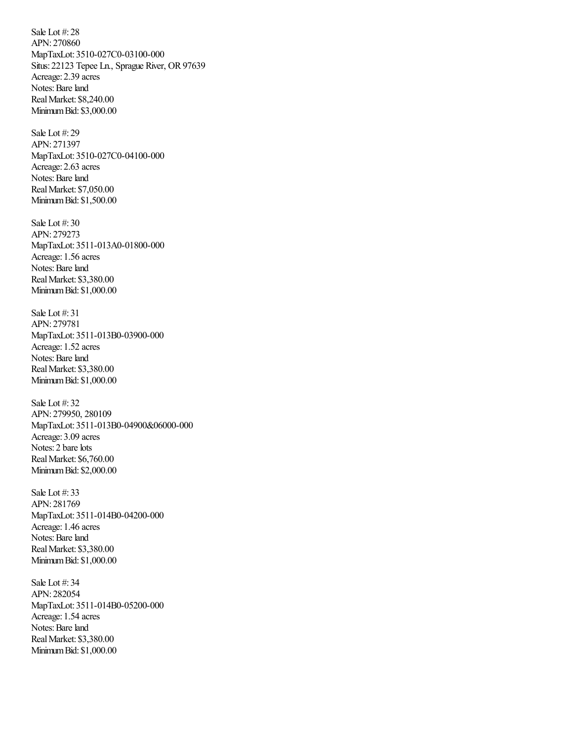Sale Lot #: 28
APN: 270860
MapTaxLot: 3510-027C0-03100-000
Situs: 22123 Tepee Ln., Sprague River, OR 97639
Acreage: 2.39 acres
Notes: Bare land
Real Market: $8,240.00
Minimum Bid: $3,000.00

Sale Lot #: 29
APN: 271397
MapTaxLot: 3510-027C0-04100-000
Acreage: 2.63 acres
Notes: Bare land
Real Market: $7,050.00
Minimum Bid: $1,500.00

Sale Lot #: 30
APN: 279273
MapTaxLot: 3511-013A0-01800-000
Acreage: 1.56 acres
Notes: Bare land
Real Market: $3,380.00
Minimum Bid: $1,000.00

Sale Lot #: 31
APN: 279781
MapTaxLot: 3511-013B0-03900-000
Acreage: 1.52 acres
Notes: Bare land
Real Market: $3,380.00
Minimum Bid: $1,000.00

Sale Lot #: 32
APN: 279950, 280109
MapTaxLot: 3511-013B0-04900&06000-000
Acreage: 3.09 acres
Notes: 2 bare lots
Real Market: $6,760.00
Minimum Bid: $2,000.00

Sale Lot #: 33
APN: 281769
MapTaxLot: 3511-014B0-04200-000
Acreage: 1.46 acres
Notes: Bare land
Real Market: $3,380.00
Minimum Bid: $1,000.00

Sale Lot #: 34
APN: 282054
MapTaxLot: 3511-014B0-05200-000
Acreage: 1.54 acres
Notes: Bare land
Real Market: $3,380.00
Minimum Bid: $1,000.00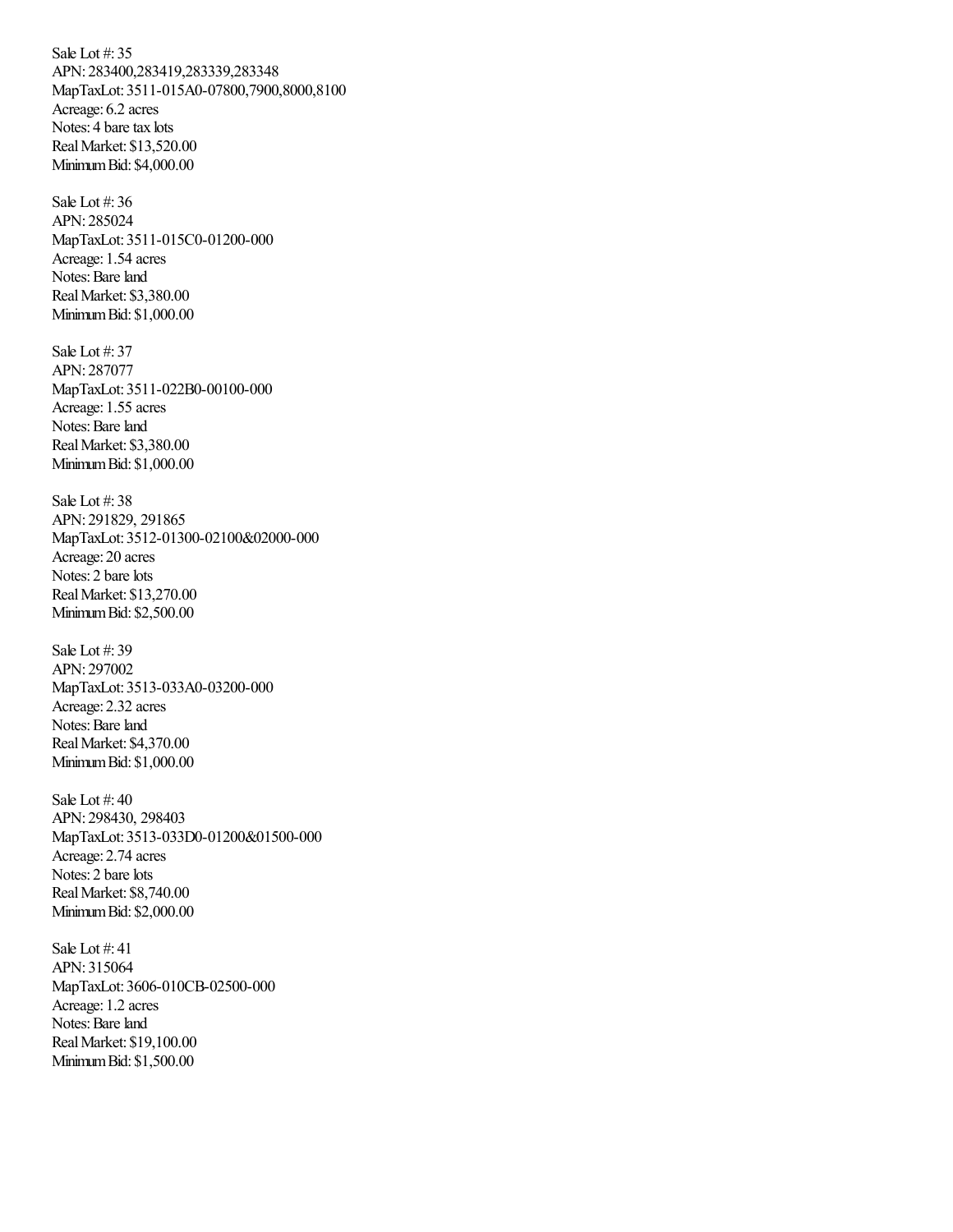Sale Lot #: 35
APN: 283400,283419,283339,283348
MapTaxLot: 3511-015A0-07800,7900,8000,8100
Acreage: 6.2 acres
Notes: 4 bare tax lots
Real Market: $13,520.00
Minimum Bid: $4,000.00

Sale Lot #: 36
APN: 285024
MapTaxLot: 3511-015C0-01200-000
Acreage: 1.54 acres
Notes: Bare land
Real Market: $3,380.00
Minimum Bid: $1,000.00

Sale Lot #: 37
APN: 287077
MapTaxLot: 3511-022B0-00100-000
Acreage: 1.55 acres
Notes: Bare land
Real Market: $3,380.00
Minimum Bid: $1,000.00

Sale Lot #: 38
APN: 291829, 291865
MapTaxLot: 3512-01300-02100&02000-000
Acreage: 20 acres
Notes: 2 bare lots
Real Market: $13,270.00
Minimum Bid: $2,500.00

Sale Lot #: 39
APN: 297002
MapTaxLot: 3513-033A0-03200-000
Acreage: 2.32 acres
Notes: Bare land
Real Market: $4,370.00
Minimum Bid: $1,000.00

Sale Lot #: 40
APN: 298430, 298403
MapTaxLot: 3513-033D0-01200&01500-000
Acreage: 2.74 acres
Notes: 2 bare lots
Real Market: $8,740.00
Minimum Bid: $2,000.00

Sale Lot #: 41
APN: 315064
MapTaxLot: 3606-010CB-02500-000
Acreage: 1.2 acres
Notes: Bare land
Real Market: $19,100.00
Minimum Bid: $1,500.00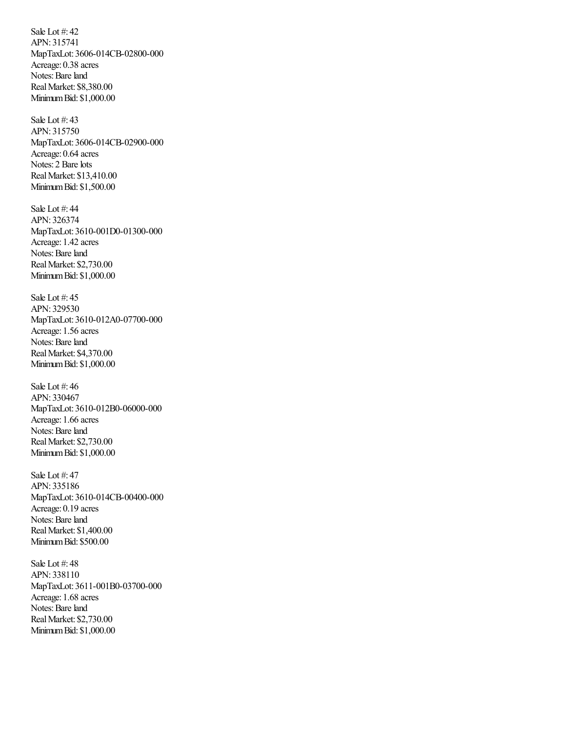Sale Lot #: 42
APN: 315741
MapTaxLot: 3606-014CB-02800-000
Acreage: 0.38 acres
Notes: Bare land
Real Market: $8,380.00
Minimum Bid: $1,000.00

Sale Lot #: 43
APN: 315750
MapTaxLot: 3606-014CB-02900-000
Acreage: 0.64 acres
Notes: 2 Bare lots
Real Market: $13,410.00
Minimum Bid: $1,500.00

Sale Lot #: 44
APN: 326374
MapTaxLot: 3610-001D0-01300-000
Acreage: 1.42 acres
Notes: Bare land
Real Market: $2,730.00
Minimum Bid: $1,000.00

Sale Lot #: 45
APN: 329530
MapTaxLot: 3610-012A0-07700-000
Acreage: 1.56 acres
Notes: Bare land
Real Market: $4,370.00
Minimum Bid: $1,000.00

Sale Lot #: 46
APN: 330467
MapTaxLot: 3610-012B0-06000-000
Acreage: 1.66 acres
Notes: Bare land
Real Market: $2,730.00
Minimum Bid: $1,000.00

Sale Lot #: 47
APN: 335186
MapTaxLot: 3610-014CB-00400-000
Acreage: 0.19 acres
Notes: Bare land
Real Market: $1,400.00
Minimum Bid: $500.00

Sale Lot #: 48
APN: 338110
MapTaxLot: 3611-001B0-03700-000
Acreage: 1.68 acres
Notes: Bare land
Real Market: $2,730.00
Minimum Bid: $1,000.00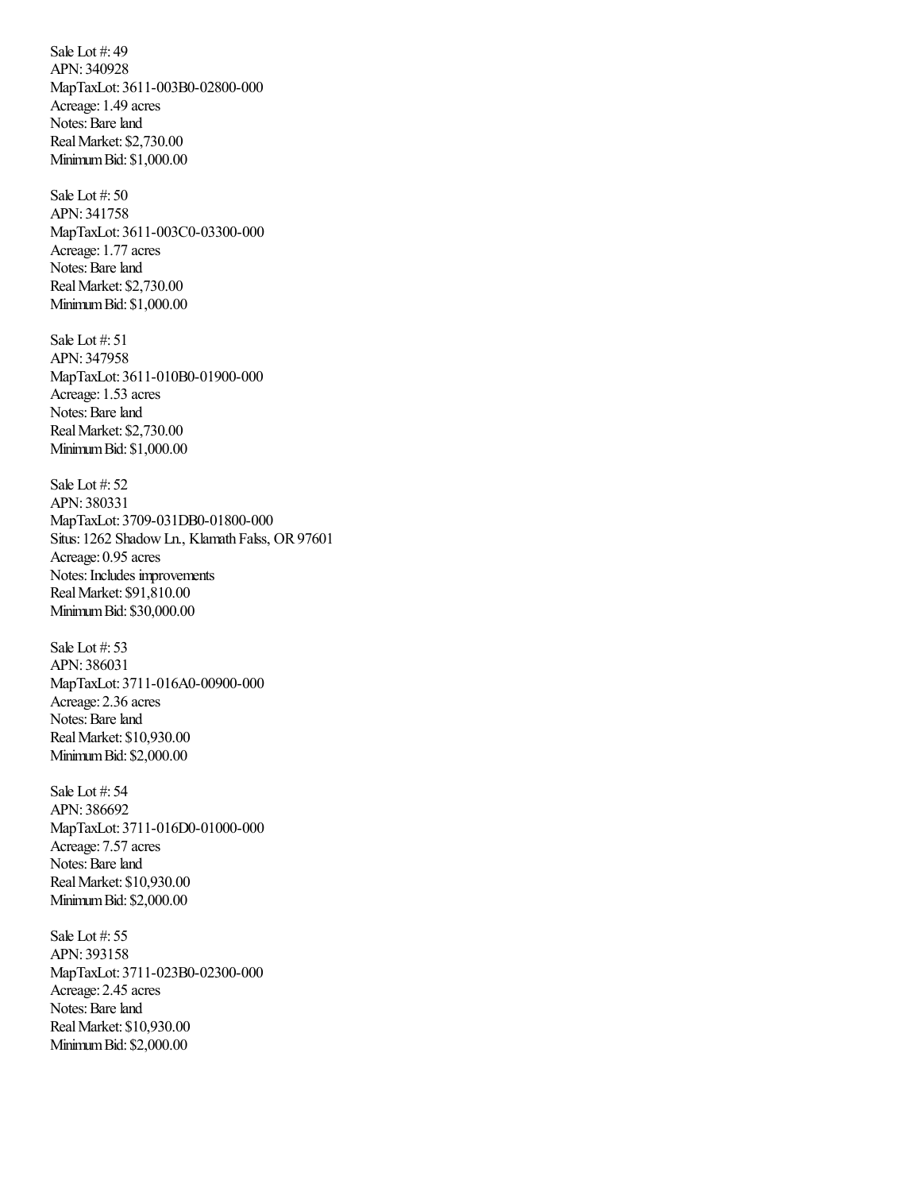Sale Lot #: 49
APN: 340928
MapTaxLot: 3611-003B0-02800-000
Acreage: 1.49 acres
Notes: Bare land
Real Market: $2,730.00
Minimum Bid: $1,000.00

Sale Lot #: 50
APN: 341758
MapTaxLot: 3611-003C0-03300-000
Acreage: 1.77 acres
Notes: Bare land
Real Market: $2,730.00
Minimum Bid: $1,000.00

Sale Lot #: 51
APN: 347958
MapTaxLot: 3611-010B0-01900-000
Acreage: 1.53 acres
Notes: Bare land
Real Market: $2,730.00
Minimum Bid: $1,000.00

Sale Lot #: 52
APN: 380331
MapTaxLot: 3709-031DB0-01800-000
Situs: 1262 Shadow Ln., Klamath Falss, OR 97601
Acreage: 0.95 acres
Notes: Includes improvements
Real Market: $91,810.00
Minimum Bid: $30,000.00

Sale Lot #: 53
APN: 386031
MapTaxLot: 3711-016A0-00900-000
Acreage: 2.36 acres
Notes: Bare land
Real Market: $10,930.00
Minimum Bid: $2,000.00

Sale Lot #: 54
APN: 386692
MapTaxLot: 3711-016D0-01000-000
Acreage: 7.57 acres
Notes: Bare land
Real Market: $10,930.00
Minimum Bid: $2,000.00

Sale Lot #: 55
APN: 393158
MapTaxLot: 3711-023B0-02300-000
Acreage: 2.45 acres
Notes: Bare land
Real Market: $10,930.00
Minimum Bid: $2,000.00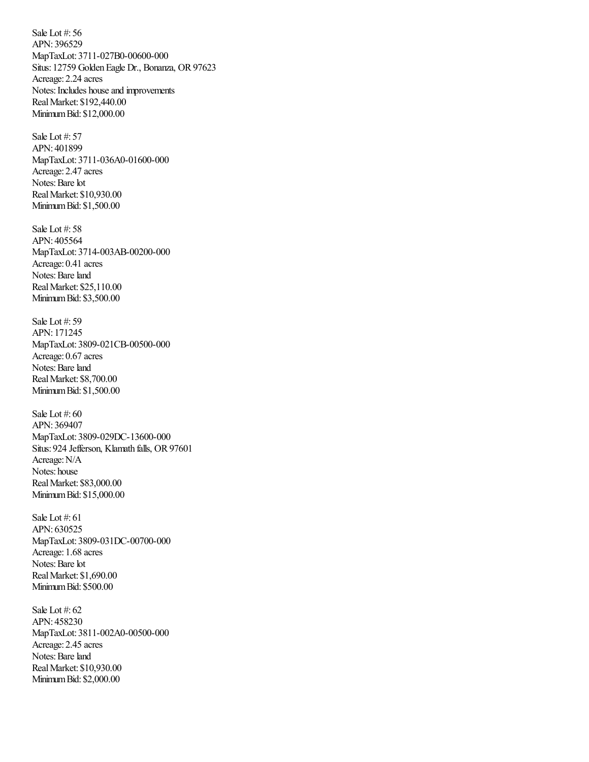Sale Lot #: 56
APN: 396529
MapTaxLot: 3711-027B0-00600-000
Situs: 12759 Golden Eagle Dr., Bonanza, OR 97623
Acreage: 2.24 acres
Notes: Includes house and improvements
Real Market: $192,440.00
Minimum Bid: $12,000.00

Sale Lot #: 57
APN: 401899
MapTaxLot: 3711-036A0-01600-000
Acreage: 2.47 acres
Notes: Bare lot
Real Market: $10,930.00
Minimum Bid: $1,500.00

Sale Lot #: 58
APN: 405564
MapTaxLot: 3714-003AB-00200-000
Acreage: 0.41 acres
Notes: Bare land
Real Market: $25,110.00
Minimum Bid: $3,500.00

Sale Lot #: 59
APN: 171245
MapTaxLot: 3809-021CB-00500-000
Acreage: 0.67 acres
Notes: Bare land
Real Market: $8,700.00
Minimum Bid: $1,500.00

Sale Lot #: 60
APN: 369407
MapTaxLot: 3809-029DC-13600-000
Situs: 924 Jefferson, Klamath falls, OR 97601
Acreage: N/A
Notes: house
Real Market: $83,000.00
Minimum Bid: $15,000.00

Sale Lot #: 61
APN: 630525
MapTaxLot: 3809-031DC-00700-000
Acreage: 1.68 acres
Notes: Bare lot
Real Market: $1,690.00
Minimum Bid: $500.00

Sale Lot #: 62
APN: 458230
MapTaxLot: 3811-002A0-00500-000
Acreage: 2.45 acres
Notes: Bare land
Real Market: $10,930.00
Minimum Bid: $2,000.00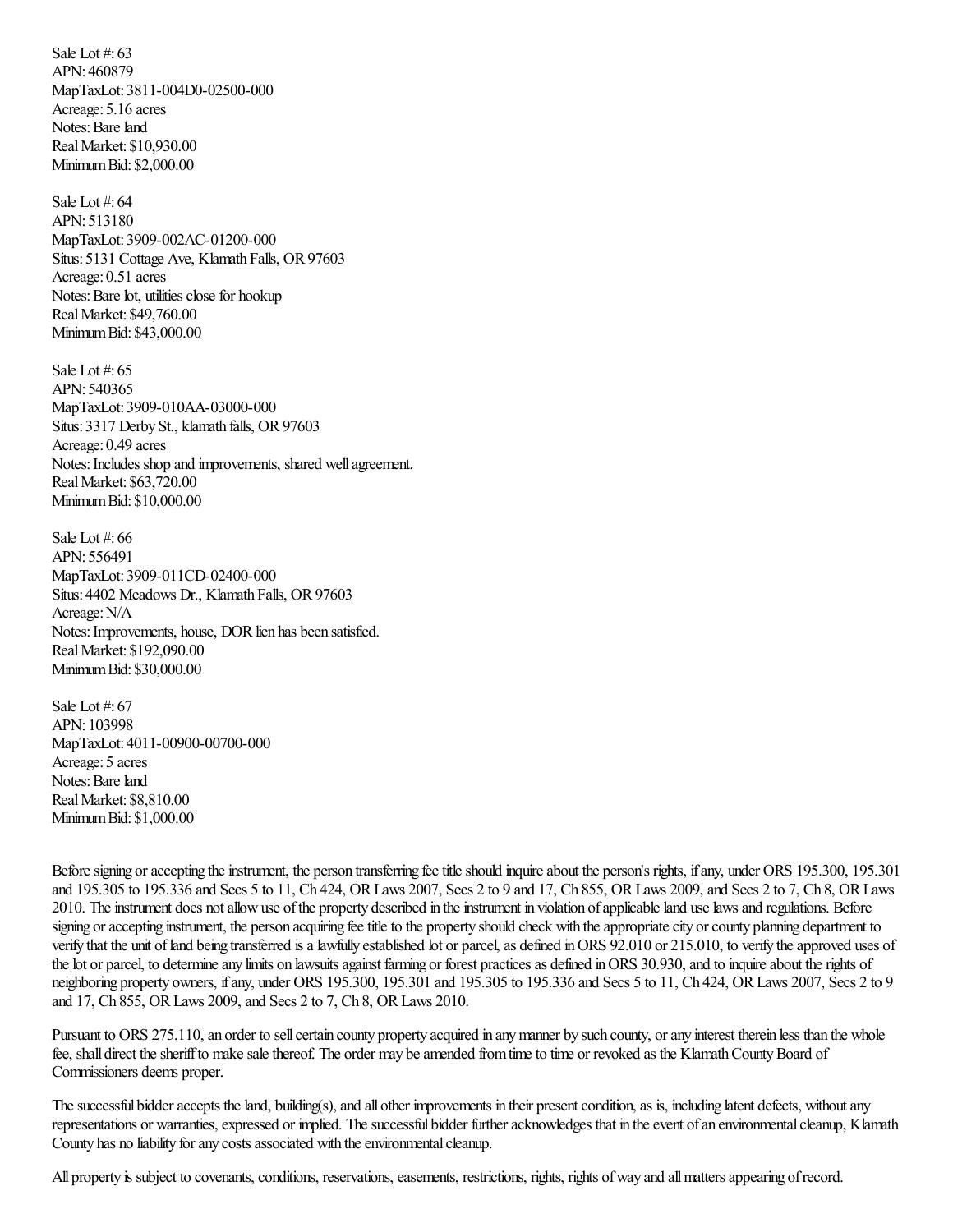Sale Lot #: 63
APN: 460879
MapTaxLot: 3811-004D0-02500-000
Acreage: 5.16 acres
Notes: Bare land
Real Market: $10,930.00
Minimum Bid: $2,000.00

Sale Lot #: 64
APN: 513180
MapTaxLot: 3909-002AC-01200-000
Situs: 5131 Cottage Ave, Klamath Falls, OR 97603
Acreage: 0.51 acres
Notes: Bare lot, utilities close for hookup
Real Market: $49,760.00
Minimum Bid: $43,000.00

Sale Lot #: 65
APN: 540365
MapTaxLot: 3909-010AA-03000-000
Situs: 3317 Derby St., klamath falls, OR 97603
Acreage: 0.49 acres
Notes: Includes shop and improvements, shared well agreement.
Real Market: $63,720.00
Minimum Bid: $10,000.00

Sale Lot #: 66
APN: 556491
MapTaxLot: 3909-011CD-02400-000
Situs: 4402 Meadows Dr., Klamath Falls, OR 97603
Acreage: N/A
Notes: Improvements, house, DOR lien has been satisfied.
Real Market: $192,090.00
Minimum Bid: $30,000.00

Sale Lot #: 67
APN: 103998
MapTaxLot: 4011-00900-00700-000
Acreage: 5 acres
Notes: Bare land
Real Market: $8,810.00
Minimum Bid: $1,000.00

Before signing or accepting the instrument, the person transferring fee title should inquire about the person's rights, if any, under ORS 195.300, 195.301 and 195.305 to 195.336 and Secs 5 to 11, Ch 424, OR Laws 2007, Secs 2 to 9 and 17, Ch 855, OR Laws 2009, and Secs 2 to 7, Ch 8, OR Laws 2010. The instrument does not allow use of the property described in the instrument in violation of applicable land use laws and regulations. Before signing or accepting instrument, the person acquiring fee title to the property should check with the appropriate city or county planning department to verify that the unit of land being transferred is a lawfully established lot or parcel, as defined in ORS 92.010 or 215.010, to verify the approved uses of the lot or parcel, to determine any limits on lawsuits against farming or forest practices as defined in ORS 30.930, and to inquire about the rights of neighboring property owners, if any, under ORS 195.300, 195.301 and 195.305 to 195.336 and Secs 5 to 11, Ch 424, OR Laws 2007, Secs 2 to 9 and 17, Ch 855, OR Laws 2009, and Secs 2 to 7, Ch 8, OR Laws 2010.

Pursuant to ORS 275.110, an order to sell certain county property acquired in any manner by such county, or any interest therein less than the whole fee, shall direct the sheriff to make sale thereof. The order may be amended from time to time or revoked as the Klamath County Board of Commissioners deems proper.

The successful bidder accepts the land, building(s), and all other improvements in their present condition, as is, including latent defects, without any representations or warranties, expressed or implied. The successful bidder further acknowledges that in the event of an environmental cleanup, Klamath County has no liability for any costs associated with the environmental cleanup.

All property is subject to covenants, conditions, reservations, easements, restrictions, rights, rights of way and all matters appearing of record.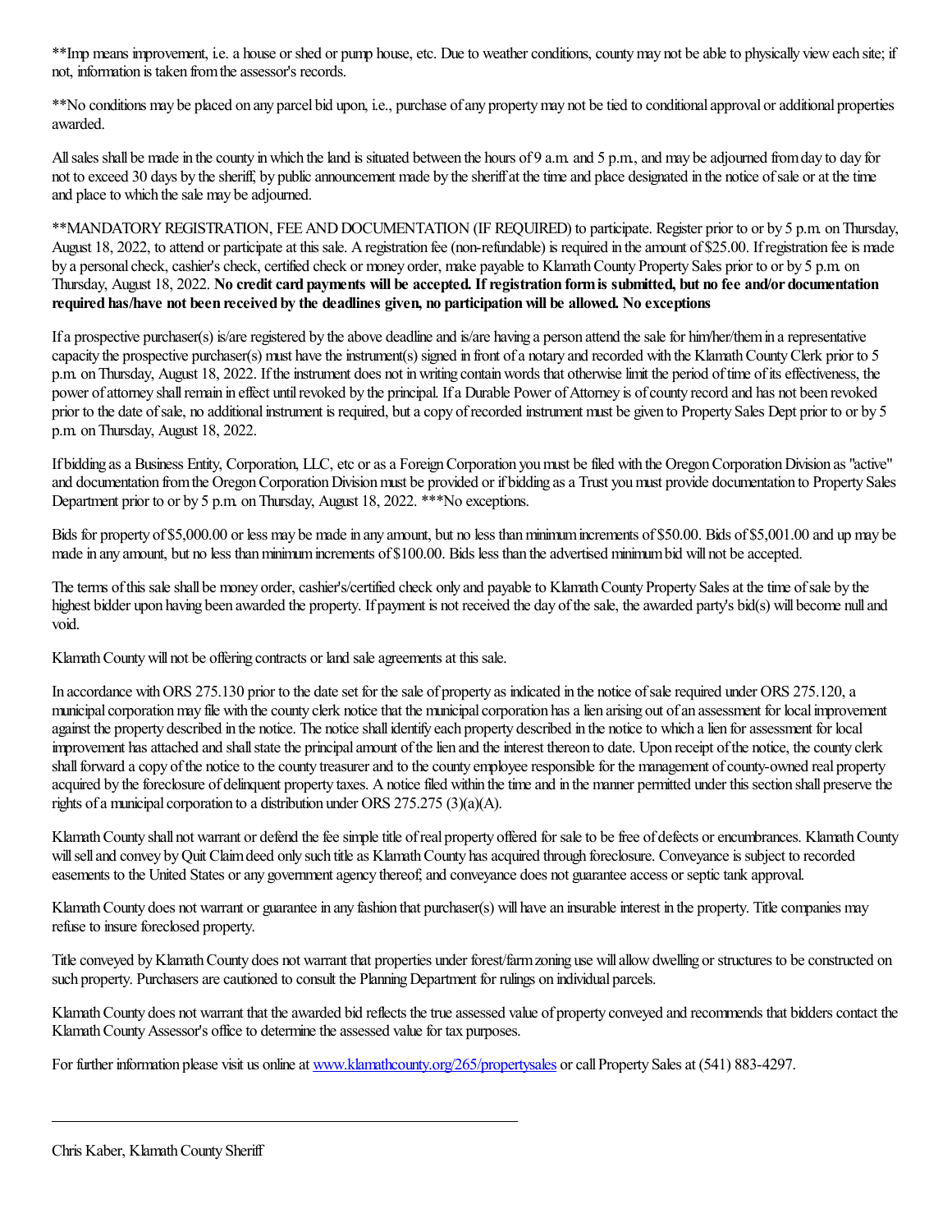**Imp means improvement, i.e. a house or shed or pump house, etc. Due to weather conditions, county may not be able to physically view each site; if not, information is taken from the assessor's records.

**No conditions may be placed on any parcel bid upon, i.e., purchase of any property may not be tied to conditional approval or additional properties awarded.

All sales shall be made in the county in which the land is situated between the hours of 9 a.m. and 5 p.m., and may be adjourned from day to day for not to exceed 30 days by the sheriff, by public announcement made by the sheriff at the time and place designated in the notice of sale or at the time and place to which the sale may be adjourned.

**MANDATORY REGISTRATION, FEE AND DOCUMENTATION (IF REQUIRED) to participate. Register prior to or by 5 p.m. on Thursday, August 18, 2022, to attend or participate at this sale. A registration fee (non-refundable) is required in the amount of $25.00. If registration fee is made by a personal check, cashier's check, certified check or money order, make payable to Klamath County Property Sales prior to or by 5 p.m. on Thursday, August 18, 2022. **No credit card payments will be accepted. If registration form is submitted, but no fee and/or documentation required has/have not been received by the deadlines given, no participation will be allowed. No exceptions**

If a prospective purchaser(s) is/are registered by the above deadline and is/are having a person attend the sale for him/her/them in a representative capacity the prospective purchaser(s) must have the instrument(s) signed in front of a notary and recorded with the Klamath County Clerk prior to 5 p.m. on Thursday, August 18, 2022. If the instrument does not in writing contain words that otherwise limit the period of time of its effectiveness, the power of attorney shall remain in effect until revoked by the principal. If a Durable Power of Attorney is of county record and has not been revoked prior to the date of sale, no additional instrument is required, but a copy of recorded instrument must be given to Property Sales Dept prior to or by 5 p.m. on Thursday, August 18, 2022.

If bidding as a Business Entity, Corporation, LLC, etc or as a Foreign Corporation you must be filed with the Oregon Corporation Division as "active" and documentation from the Oregon Corporation Division must be provided or if bidding as a Trust you must provide documentation to Property Sales Department prior to or by 5 p.m. on Thursday, August 18, 2022. ***No exceptions.

Bids for property of $5,000.00 or less may be made in any amount, but no less than minimum increments of $50.00. Bids of $5,001.00 and up may be made in any amount, but no less than minimum increments of $100.00. Bids less than the advertised minimum bid will not be accepted.

The terms of this sale shall be money order, cashier's/certified check only and payable to Klamath County Property Sales at the time of sale by the highest bidder upon having been awarded the property. If payment is not received the day of the sale, the awarded party's bid(s) will become null and void.

Klamath County will not be offering contracts or land sale agreements at this sale.

In accordance with ORS 275.130 prior to the date set for the sale of property as indicated in the notice of sale required under ORS 275.120, a municipal corporation may file with the county clerk notice that the municipal corporation has a lien arising out of an assessment for local improvement against the property described in the notice. The notice shall identify each property described in the notice to which a lien for assessment for local improvement has attached and shall state the principal amount of the lien and the interest thereon to date. Upon receipt of the notice, the county clerk shall forward a copy of the notice to the county treasurer and to the county employee responsible for the management of county-owned real property acquired by the foreclosure of delinquent property taxes. A notice filed within the time and in the manner permitted under this section shall preserve the rights of a municipal corporation to a distribution under ORS 275.275 (3)(a)(A).

Klamath County shall not warrant or defend the fee simple title of real property offered for sale to be free of defects or encumbrances. Klamath County will sell and convey by Quit Claim deed only such title as Klamath County has acquired through foreclosure. Conveyance is subject to recorded easements to the United States or any government agency thereof; and conveyance does not guarantee access or septic tank approval.

Klamath County does not warrant or guarantee in any fashion that purchaser(s) will have an insurable interest in the property. Title companies may refuse to insure foreclosed property.

Title conveyed by Klamath County does not warrant that properties under forest/farm zoning use will allow dwelling or structures to be constructed on such property. Purchasers are cautioned to consult the Planning Department for rulings on individual parcels.

Klamath County does not warrant that the awarded bid reflects the true assessed value of property conveyed and recommends that bidders contact the Klamath County Assessor's office to determine the assessed value for tax purposes.

For further information please visit us online at [www.klamathcounty.org/265/propertysales](http://www.klamathcounty.org/265/propertysales) or call Property Sales at (541) 883-4297.

---

Chris Kaber, Klamath County Sheriff